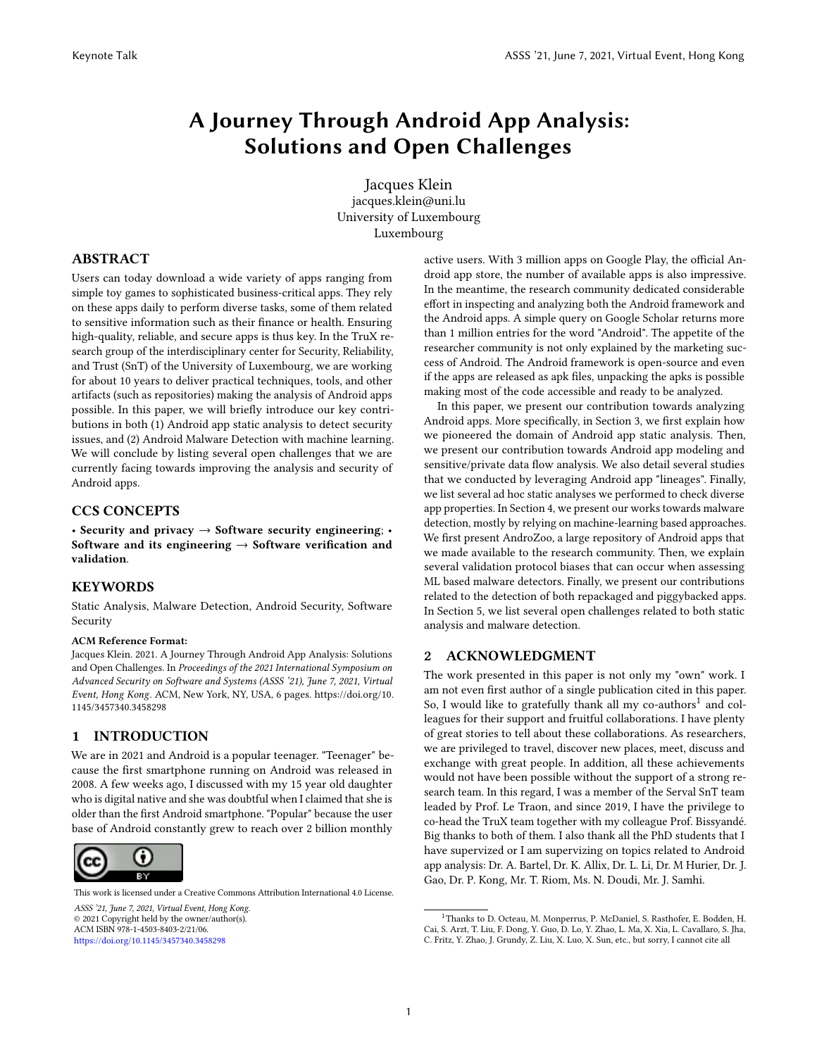# A Journey Through Android App Analysis: Solutions and Open Challenges

Jacques Klein
jacques.klein@uni.lu
University of Luxembourg
Luxembourg

## ABSTRACT

Users can today download a wide variety of apps ranging from simple toy games to sophisticated business-critical apps. They rely on these apps daily to perform diverse tasks, some of them related to sensitive information such as their finance or health. Ensuring high-quality, reliable, and secure apps is thus key. In the TruX research group of the interdisciplinary center for Security, Reliability, and Trust (SnT) of the University of Luxembourg, we are working for about 10 years to deliver practical techniques, tools, and other artifacts (such as repositories) making the analysis of Android apps possible. In this paper, we will briefly introduce our key contributions in both (1) Android app static analysis to detect security issues, and (2) Android Malware Detection with machine learning. We will conclude by listing several open challenges that we are currently facing towards improving the analysis and security of Android apps.

## CCS CONCEPTS

• **Security and privacy → Software security engineering**; • **Software and its engineering → Software verification and validation**.

## KEYWORDS

Static Analysis, Malware Detection, Android Security, Software Security

**ACM Reference Format:**

Jacques Klein. 2021. A Journey Through Android App Analysis: Solutions and Open Challenges. In *Proceedings of the 2021 International Symposium on Advanced Security on Software and Systems (ASSS '21), June 7, 2021, Virtual Event, Hong Kong*. ACM, New York, NY, USA, 6 pages. https://doi.org/10.1145/3457340.3458298

This work is licensed under a Creative Commons Attribution International 4.0 License.

*ASSS '21, June 7, 2021, Virtual Event, Hong Kong.*
© 2021 Copyright held by the owner/author(s).
ACM ISBN 978-1-4503-8403-2/21/06.
https://doi.org/10.1145/3457340.3458298

## 1 INTRODUCTION

We are in 2021 and Android is a popular teenager. "Teenager" because the first smartphone running on Android was released in 2008. A few weeks ago, I discussed with my 15 year old daughter who is digital native and she was doubtful when I claimed that she is older than the first Android smartphone. "Popular" because the user base of Android constantly grew to reach over 2 billion monthly active users. With 3 million apps on Google Play, the official Android app store, the number of available apps is also impressive. In the meantime, the research community dedicated considerable effort in inspecting and analyzing both the Android framework and the Android apps. A simple query on Google Scholar returns more than 1 million entries for the word "Android". The appetite of the researcher community is not only explained by the marketing success of Android. The Android framework is open-source and even if the apps are released as apk files, unpacking the apks is possible making most of the code accessible and ready to be analyzed.

In this paper, we present our contribution towards analyzing Android apps. More specifically, in Section 3, we first explain how we pioneered the domain of Android app static analysis. Then, we present our contribution towards Android app modeling and sensitive/private data flow analysis. We also detail several studies that we conducted by leveraging Android app "lineages". Finally, we list several ad hoc static analyses we performed to check diverse app properties. In Section 4, we present our works towards malware detection, mostly by relying on machine-learning based approaches. We first present AndroZoo, a large repository of Android apps that we made available to the research community. Then, we explain several validation protocol biases that can occur when assessing ML based malware detectors. Finally, we present our contributions related to the detection of both repackaged and piggybacked apps. In Section 5, we list several open challenges related to both static analysis and malware detection.

## 2 ACKNOWLEDGMENT

The work presented in this paper is not only my "own" work. I am not even first author of a single publication cited in this paper. So, I would like to gratefully thank all my co-authors[1] and colleagues for their support and fruitful collaborations. I have plenty of great stories to tell about these collaborations. As researchers, we are privileged to travel, discover new places, meet, discuss and exchange with great people. In addition, all these achievements would not have been possible without the support of a strong research team. In this regard, I was a member of the Serval SnT team leaded by Prof. Le Traon, and since 2019, I have the privilege to co-head the TruX team together with my colleague Prof. Bissyandé. Big thanks to both of them. I also thank all the PhD students that I have supervized or I am supervizing on topics related to Android app analysis: Dr. A. Bartel, Dr. K. Allix, Dr. L. Li, Dr. M Hurier, Dr. J. Gao, Dr. P. Kong, Mr. T. Riom, Ms. N. Doudi, Mr. J. Samhi.

[1] Thanks to D. Octeau, M. Monperrus, P. McDaniel, S. Rasthofer, E. Bodden, H. Cai, S. Arzt, T. Liu, F. Dong, Y. Guo, D. Lo, Y. Zhao, L. Ma, X. Xia, L. Cavallaro, S. Jha, C. Fritz, Y. Zhao, J. Grundy, Z. Liu, X. Luo, X. Sun, etc., but sorry, I cannot cite all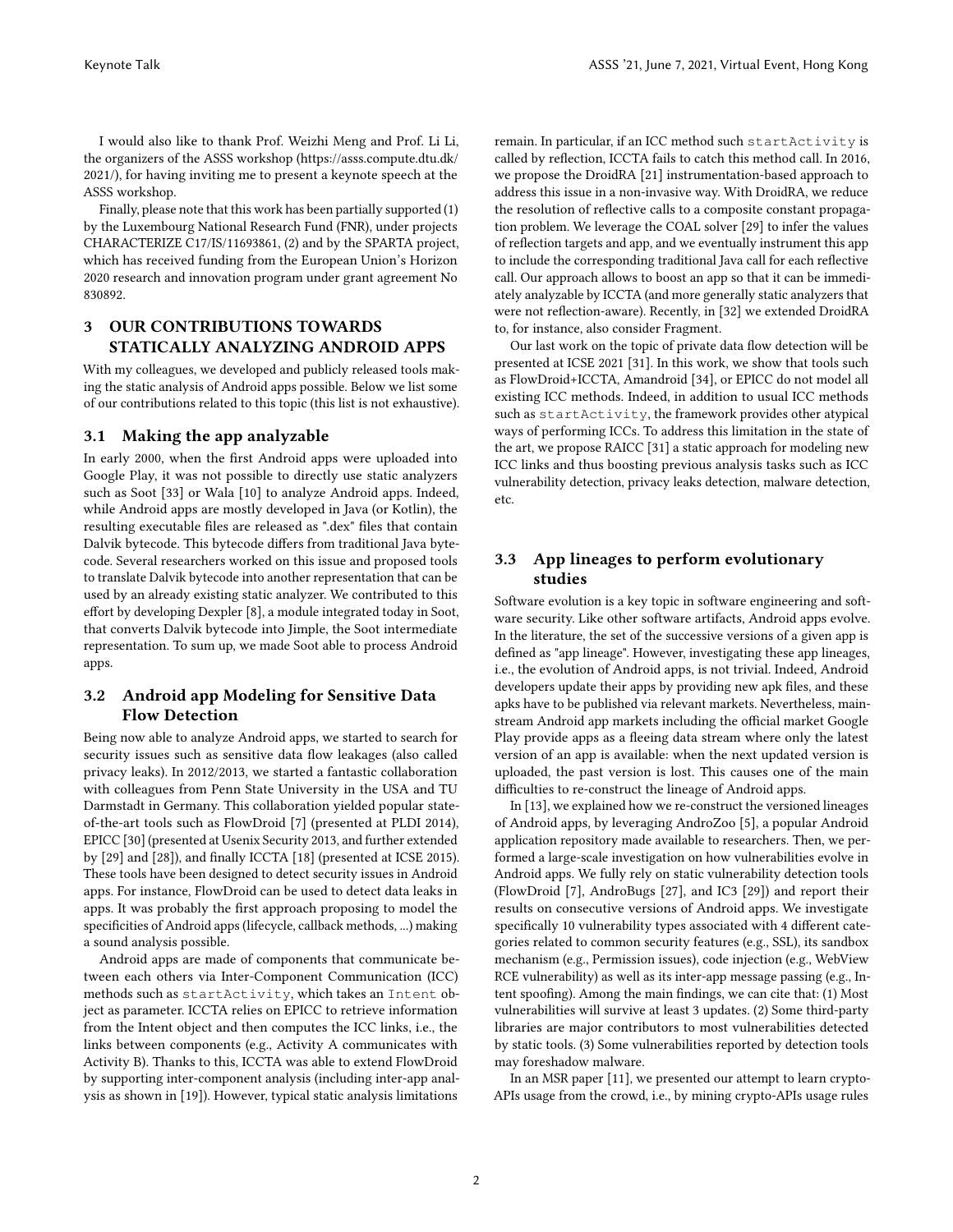I would also like to thank Prof. Weizhi Meng and Prof. Li Li, the organizers of the ASSS workshop (https://asss.compute.dtu.dk/2021/), for having inviting me to present a keynote speech at the ASSS workshop.

Finally, please note that this work has been partially supported (1) by the Luxembourg National Research Fund (FNR), under projects CHARACTERIZE C17/IS/11693861, (2) and by the SPARTA project, which has received funding from the European Union's Horizon 2020 research and innovation program under grant agreement No 830892.

## 3 OUR CONTRIBUTIONS TOWARDS STATICALLY ANALYZING ANDROID APPS

With my colleagues, we developed and publicly released tools making the static analysis of Android apps possible. Below we list some of our contributions related to this topic (this list is not exhaustive).

### 3.1 Making the app analyzable

In early 2000, when the first Android apps were uploaded into Google Play, it was not possible to directly use static analyzers such as Soot [33] or Wala [10] to analyze Android apps. Indeed, while Android apps are mostly developed in Java (or Kotlin), the resulting executable files are released as ".dex" files that contain Dalvik bytecode. This bytecode differs from traditional Java bytecode. Several researchers worked on this issue and proposed tools to translate Dalvik bytecode into another representation that can be used by an already existing static analyzer. We contributed to this effort by developing Dexpler [8], a module integrated today in Soot, that converts Dalvik bytecode into Jimple, the Soot intermediate representation. To sum up, we made Soot able to process Android apps.

### 3.2 Android app Modeling for Sensitive Data Flow Detection

Being now able to analyze Android apps, we started to search for security issues such as sensitive data flow leakages (also called privacy leaks). In 2012/2013, we started a fantastic collaboration with colleagues from Penn State University in the USA and TU Darmstadt in Germany. This collaboration yielded popular state-of-the-art tools such as FlowDroid [7] (presented at PLDI 2014), EPICC [30] (presented at Usenix Security 2013, and further extended by [29] and [28]), and finally ICCTA [18] (presented at ICSE 2015). These tools have been designed to detect security issues in Android apps. For instance, FlowDroid can be used to detect data leaks in apps. It was probably the first approach proposing to model the specificities of Android apps (lifecycle, callback methods, ...) making a sound analysis possible.

Android apps are made of components that communicate between each others via Inter-Component Communication (ICC) methods such as `startActivity`, which takes an `Intent` object as parameter. ICCTA relies on EPICC to retrieve information from the Intent object and then computes the ICC links, i.e., the links between components (e.g., Activity A communicates with Activity B). Thanks to this, ICCTA was able to extend FlowDroid by supporting inter-component analysis (including inter-app analysis as shown in [19]). However, typical static analysis limitations remain. In particular, if an ICC method such `startActivity` is called by reflection, ICCTA fails to catch this method call. In 2016, we propose the DroidRA [21] instrumentation-based approach to address this issue in a non-invasive way. With DroidRA, we reduce the resolution of reflective calls to a composite constant propagation problem. We leverage the COAL solver [29] to infer the values of reflection targets and app, and we eventually instrument this app to include the corresponding traditional Java call for each reflective call. Our approach allows to boost an app so that it can be immediately analyzable by ICCTA (and more generally static analyzers that were not reflection-aware). Recently, in [32] we extended DroidRA to, for instance, also consider Fragment.

Our last work on the topic of private data flow detection will be presented at ICSE 2021 [31]. In this work, we show that tools such as FlowDroid+ICCTA, Amandroid [34], or EPICC do not model all existing ICC methods. Indeed, in addition to usual ICC methods such as `startActivity`, the framework provides other atypical ways of performing ICCs. To address this limitation in the state of the art, we propose RAICC [31] a static approach for modeling new ICC links and thus boosting previous analysis tasks such as ICC vulnerability detection, privacy leaks detection, malware detection, etc.

### 3.3 App lineages to perform evolutionary studies

Software evolution is a key topic in software engineering and software security. Like other software artifacts, Android apps evolve. In the literature, the set of the successive versions of a given app is defined as "app lineage". However, investigating these app lineages, i.e., the evolution of Android apps, is not trivial. Indeed, Android developers update their apps by providing new apk files, and these apks have to be published via relevant markets. Nevertheless, mainstream Android app markets including the official market Google Play provide apps as a fleeing data stream where only the latest version of an app is available: when the next updated version is uploaded, the past version is lost. This causes one of the main difficulties to re-construct the lineage of Android apps.

In [13], we explained how we re-construct the versioned lineages of Android apps, by leveraging AndroZoo [5], a popular Android application repository made available to researchers. Then, we performed a large-scale investigation on how vulnerabilities evolve in Android apps. We fully rely on static vulnerability detection tools (FlowDroid [7], AndroBugs [27], and IC3 [29]) and report their results on consecutive versions of Android apps. We investigate specifically 10 vulnerability types associated with 4 different categories related to common security features (e.g., SSL), its sandbox mechanism (e.g., Permission issues), code injection (e.g., WebView RCE vulnerability) as well as its inter-app message passing (e.g., Intent spoofing). Among the main findings, we can cite that: (1) Most vulnerabilities will survive at least 3 updates. (2) Some third-party libraries are major contributors to most vulnerabilities detected by static tools. (3) Some vulnerabilities reported by detection tools may foreshadow malware.

In an MSR paper [11], we presented our attempt to learn crypto-APIs usage from the crowd, i.e., by mining crypto-APIs usage rules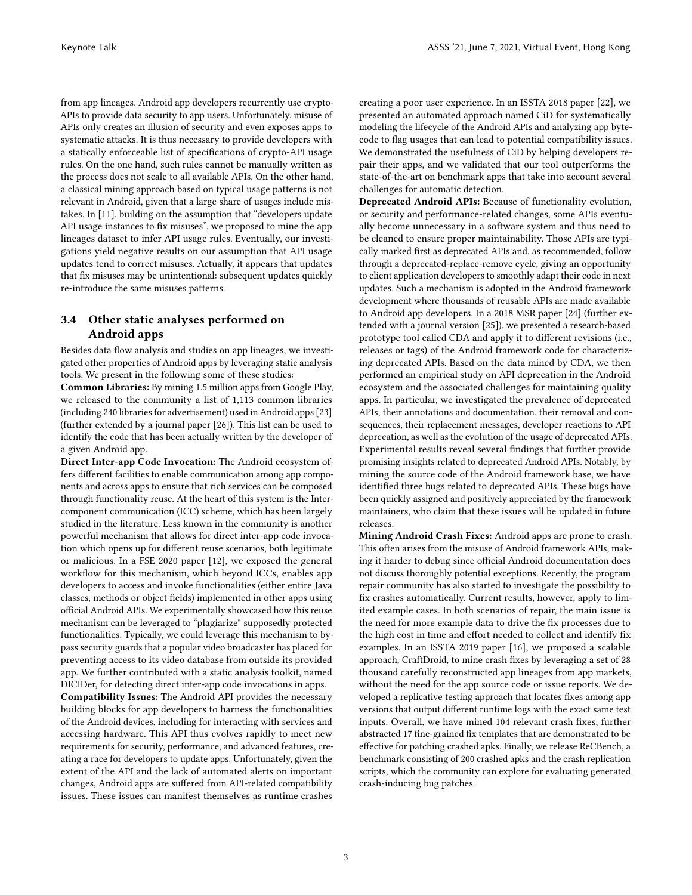from app lineages. Android app developers recurrently use crypto-APIs to provide data security to app users. Unfortunately, misuse of APIs only creates an illusion of security and even exposes apps to systematic attacks. It is thus necessary to provide developers with a statically enforceable list of specifications of crypto-API usage rules. On the one hand, such rules cannot be manually written as the process does not scale to all available APIs. On the other hand, a classical mining approach based on typical usage patterns is not relevant in Android, given that a large share of usages include mistakes. In [11], building on the assumption that "developers update API usage instances to fix misuses", we proposed to mine the app lineages dataset to infer API usage rules. Eventually, our investigations yield negative results on our assumption that API usage updates tend to correct misuses. Actually, it appears that updates that fix misuses may be unintentional: subsequent updates quickly re-introduce the same misuses patterns.

### 3.4 Other static analyses performed on Android apps

Besides data flow analysis and studies on app lineages, we investigated other properties of Android apps by leveraging static analysis tools. We present in the following some of these studies:

**Common Libraries:** By mining 1.5 million apps from Google Play, we released to the community a list of 1,113 common libraries (including 240 libraries for advertisement) used in Android apps [23] (further extended by a journal paper [26]). This list can be used to identify the code that has been actually written by the developer of a given Android app.

**Direct Inter-app Code Invocation:** The Android ecosystem offers different facilities to enable communication among app components and across apps to ensure that rich services can be composed through functionality reuse. At the heart of this system is the Inter-component communication (ICC) scheme, which has been largely studied in the literature. Less known in the community is another powerful mechanism that allows for direct inter-app code invocation which opens up for different reuse scenarios, both legitimate or malicious. In a FSE 2020 paper [12], we exposed the general workflow for this mechanism, which beyond ICCs, enables app developers to access and invoke functionalities (either entire Java classes, methods or object fields) implemented in other apps using official Android APIs. We experimentally showcased how this reuse mechanism can be leveraged to "plagiarize" supposedly protected functionalities. Typically, we could leverage this mechanism to bypass security guards that a popular video broadcaster has placed for preventing access to its video database from outside its provided app. We further contributed with a static analysis toolkit, named DICIDer, for detecting direct inter-app code invocations in apps.

**Compatibility Issues:** The Android API provides the necessary building blocks for app developers to harness the functionalities of the Android devices, including for interacting with services and accessing hardware. This API thus evolves rapidly to meet new requirements for security, performance, and advanced features, creating a race for developers to update apps. Unfortunately, given the extent of the API and the lack of automated alerts on important changes, Android apps are suffered from API-related compatibility issues. These issues can manifest themselves as runtime crashes creating a poor user experience. In an ISSTA 2018 paper [22], we presented an automated approach named CiD for systematically modeling the lifecycle of the Android APIs and analyzing app bytecode to flag usages that can lead to potential compatibility issues. We demonstrated the usefulness of CiD by helping developers repair their apps, and we validated that our tool outperforms the state-of-the-art on benchmark apps that take into account several challenges for automatic detection.

**Deprecated Android APIs:** Because of functionality evolution, or security and performance-related changes, some APIs eventually become unnecessary in a software system and thus need to be cleaned to ensure proper maintainability. Those APIs are typically marked first as deprecated APIs and, as recommended, follow through a deprecated-replace-remove cycle, giving an opportunity to client application developers to smoothly adapt their code in next updates. Such a mechanism is adopted in the Android framework development where thousands of reusable APIs are made available to Android app developers. In a 2018 MSR paper [24] (further extended with a journal version [25]), we presented a research-based prototype tool called CDA and apply it to different revisions (i.e., releases or tags) of the Android framework code for characterizing deprecated APIs. Based on the data mined by CDA, we then performed an empirical study on API deprecation in the Android ecosystem and the associated challenges for maintaining quality apps. In particular, we investigated the prevalence of deprecated APIs, their annotations and documentation, their removal and consequences, their replacement messages, developer reactions to API deprecation, as well as the evolution of the usage of deprecated APIs. Experimental results reveal several findings that further provide promising insights related to deprecated Android APIs. Notably, by mining the source code of the Android framework base, we have identified three bugs related to deprecated APIs. These bugs have been quickly assigned and positively appreciated by the framework maintainers, who claim that these issues will be updated in future releases.

**Mining Android Crash Fixes:** Android apps are prone to crash. This often arises from the misuse of Android framework APIs, making it harder to debug since official Android documentation does not discuss thoroughly potential exceptions. Recently, the program repair community has also started to investigate the possibility to fix crashes automatically. Current results, however, apply to limited example cases. In both scenarios of repair, the main issue is the need for more example data to drive the fix processes due to the high cost in time and effort needed to collect and identify fix examples. In an ISSTA 2019 paper [16], we proposed a scalable approach, CraftDroid, to mine crash fixes by leveraging a set of 28 thousand carefully reconstructed app lineages from app markets, without the need for the app source code or issue reports. We developed a replicative testing approach that locates fixes among app versions that output different runtime logs with the exact same test inputs. Overall, we have mined 104 relevant crash fixes, further abstracted 17 fine-grained fix templates that are demonstrated to be effective for patching crashed apks. Finally, we release ReCBench, a benchmark consisting of 200 crashed apks and the crash replication scripts, which the community can explore for evaluating generated crash-inducing bug patches.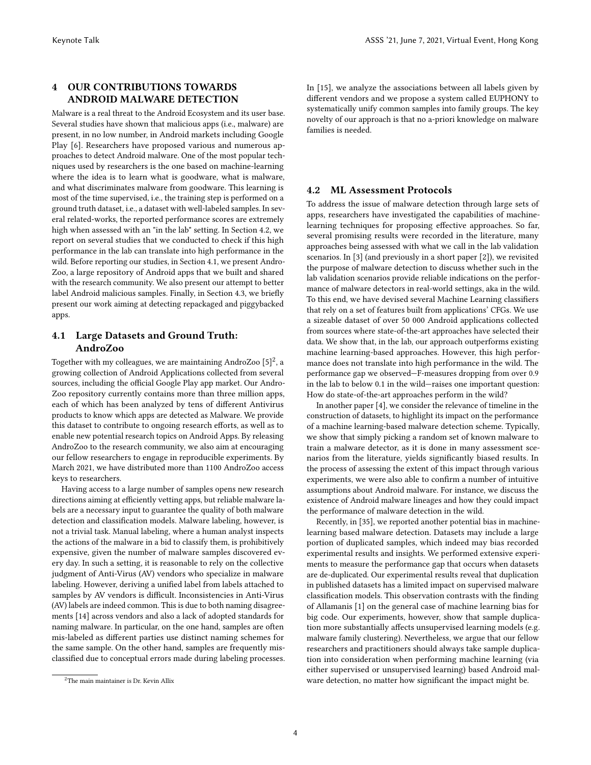## 4 OUR CONTRIBUTIONS TOWARDS ANDROID MALWARE DETECTION

Malware is a real threat to the Android Ecosystem and its user base. Several studies have shown that malicious apps (i.e., malware) are present, in no low number, in Android markets including Google Play [6]. Researchers have proposed various and numerous approaches to detect Android malware. One of the most popular techniques used by researchers is the one based on machine-learning where the idea is to learn what is goodware, what is malware, and what discriminates malware from goodware. This learning is most of the time supervised, i.e., the training step is performed on a ground truth dataset, i.e., a dataset with well-labeled samples. In several related-works, the reported performance scores are extremely high when assessed with an "in the lab" setting. In Section 4.2, we report on several studies that we conducted to check if this high performance in the lab can translate into high performance in the wild. Before reporting our studies, in Section 4.1, we present AndroZoo, a large repository of Android apps that we built and shared with the research community. We also present our attempt to better label Android malicious samples. Finally, in Section 4.3, we briefly present our work aiming at detecting repackaged and piggybacked apps.

### 4.1 Large Datasets and Ground Truth: AndroZoo

Together with my colleagues, we are maintaining AndroZoo [5][2], a growing collection of Android Applications collected from several sources, including the official Google Play app market. Our AndroZoo repository currently contains more than three million apps, each of which has been analyzed by tens of different Antivirus products to know which apps are detected as Malware. We provide this dataset to contribute to ongoing research efforts, as well as to enable new potential research topics on Android Apps. By releasing AndroZoo to the research community, we also aim at encouraging our fellow researchers to engage in reproducible experiments. By March 2021, we have distributed more than 1100 AndroZoo access keys to researchers.

Having access to a large number of samples opens new research directions aiming at efficiently vetting apps, but reliable malware labels are a necessary input to guarantee the quality of both malware detection and classification models. Malware labeling, however, is not a trivial task. Manual labeling, where a human analyst inspects the actions of the malware in a bid to classify them, is prohibitively expensive, given the number of malware samples discovered every day. In such a setting, it is reasonable to rely on the collective judgment of Anti-Virus (AV) vendors who specialize in malware labeling. However, deriving a unified label from labels attached to samples by AV vendors is difficult. Inconsistencies in Anti-Virus (AV) labels are indeed common. This is due to both naming disagreements [14] across vendors and also a lack of adopted standards for naming malware. In particular, on the one hand, samples are often mis-labeled as different parties use distinct naming schemes for the same sample. On the other hand, samples are frequently misclassified due to conceptual errors made during labeling processes. In [15], we analyze the associations between all labels given by different vendors and we propose a system called EUPHONY to systematically unify common samples into family groups. The key novelty of our approach is that no a-priori knowledge on malware families is needed.

[2]The main maintainer is Dr. Kevin Allix

### 4.2 ML Assessment Protocols

To address the issue of malware detection through large sets of apps, researchers have investigated the capabilities of machine-learning techniques for proposing effective approaches. So far, several promising results were recorded in the literature, many approaches being assessed with what we call in the lab validation scenarios. In [3] (and previously in a short paper [2]), we revisited the purpose of malware detection to discuss whether such in the lab validation scenarios provide reliable indications on the performance of malware detectors in real-world settings, aka in the wild. To this end, we have devised several Machine Learning classifiers that rely on a set of features built from applications' CFGs. We use a sizeable dataset of over 50 000 Android applications collected from sources where state-of-the-art approaches have selected their data. We show that, in the lab, our approach outperforms existing machine learning-based approaches. However, this high performance does not translate into high performance in the wild. The performance gap we observed—F-measures dropping from over 0.9 in the lab to below 0.1 in the wild—raises one important question: How do state-of-the-art approaches perform in the wild?

In another paper [4], we consider the relevance of timeline in the construction of datasets, to highlight its impact on the performance of a machine learning-based malware detection scheme. Typically, we show that simply picking a random set of known malware to train a malware detector, as it is done in many assessment scenarios from the literature, yields significantly biased results. In the process of assessing the extent of this impact through various experiments, we were also able to confirm a number of intuitive assumptions about Android malware. For instance, we discuss the existence of Android malware lineages and how they could impact the performance of malware detection in the wild.

Recently, in [35], we reported another potential bias in machine-learning based malware detection. Datasets may include a large portion of duplicated samples, which indeed may bias recorded experimental results and insights. We performed extensive experiments to measure the performance gap that occurs when datasets are de-duplicated. Our experimental results reveal that duplication in published datasets has a limited impact on supervised malware classification models. This observation contrasts with the finding of Allamanis [1] on the general case of machine learning bias for big code. Our experiments, however, show that sample duplication more substantially affects unsupervised learning models (e.g. malware family clustering). Nevertheless, we argue that our fellow researchers and practitioners should always take sample duplication into consideration when performing machine learning (via either supervised or unsupervised learning) based Android malware detection, no matter how significant the impact might be.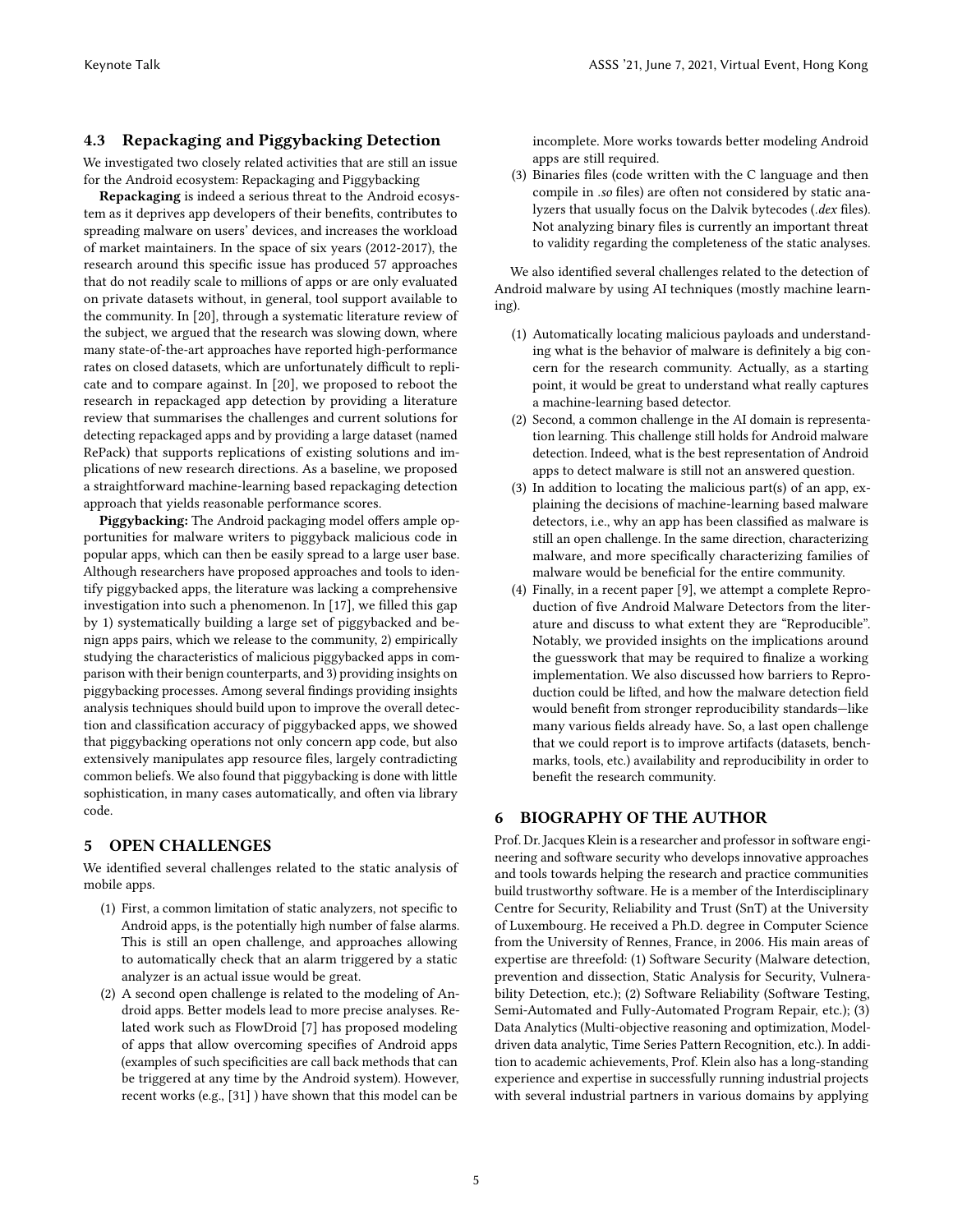### 4.3 Repackaging and Piggybacking Detection

We investigated two closely related activities that are still an issue for the Android ecosystem: Repackaging and Piggybacking

**Repackaging** is indeed a serious threat to the Android ecosystem as it deprives app developers of their benefits, contributes to spreading malware on users' devices, and increases the workload of market maintainers. In the space of six years (2012-2017), the research around this specific issue has produced 57 approaches that do not readily scale to millions of apps or are only evaluated on private datasets without, in general, tool support available to the community. In [20], through a systematic literature review of the subject, we argued that the research was slowing down, where many state-of-the-art approaches have reported high-performance rates on closed datasets, which are unfortunately difficult to replicate and to compare against. In [20], we proposed to reboot the research in repackaged app detection by providing a literature review that summarises the challenges and current solutions for detecting repackaged apps and by providing a large dataset (named RePack) that supports replications of existing solutions and implications of new research directions. As a baseline, we proposed a straightforward machine-learning based repackaging detection approach that yields reasonable performance scores.

**Piggybacking:** The Android packaging model offers ample opportunities for malware writers to piggyback malicious code in popular apps, which can then be easily spread to a large user base. Although researchers have proposed approaches and tools to identify piggybacked apps, the literature was lacking a comprehensive investigation into such a phenomenon. In [17], we filled this gap by 1) systematically building a large set of piggybacked and benign apps pairs, which we release to the community, 2) empirically studying the characteristics of malicious piggybacked apps in comparison with their benign counterparts, and 3) providing insights on piggybacking processes. Among several findings providing insights analysis techniques should build upon to improve the overall detection and classification accuracy of piggybacked apps, we showed that piggybacking operations not only concern app code, but also extensively manipulates app resource files, largely contradicting common beliefs. We also found that piggybacking is done with little sophistication, in many cases automatically, and often via library code.

## 5 OPEN CHALLENGES

We identified several challenges related to the static analysis of mobile apps.

1. First, a common limitation of static analyzers, not specific to Android apps, is the potentially high number of false alarms. This is still an open challenge, and approaches allowing to automatically check that an alarm triggered by a static analyzer is an actual issue would be great.
2. A second open challenge is related to the modeling of Android apps. Better models lead to more precise analyses. Related work such as FlowDroid [7] has proposed modeling of apps that allow overcoming specifies of Android apps (examples of such specificities are call back methods that can be triggered at any time by the Android system). However, recent works (e.g., [31] ) have shown that this model can be incomplete. More works towards better modeling Android apps are still required.
3. Binaries files (code written with the C language and then compile in *.so* files) are often not considered by static analyzers that usually focus on the Dalvik bytecodes (*.dex* files). Not analyzing binary files is currently an important threat to validity regarding the completeness of the static analyses.

We also identified several challenges related to the detection of Android malware by using AI techniques (mostly machine learning).

1. Automatically locating malicious payloads and understanding what is the behavior of malware is definitely a big concern for the research community. Actually, as a starting point, it would be great to understand what really captures a machine-learning based detector.
2. Second, a common challenge in the AI domain is representation learning. This challenge still holds for Android malware detection. Indeed, what is the best representation of Android apps to detect malware is still not an answered question.
3. In addition to locating the malicious part(s) of an app, explaining the decisions of machine-learning based malware detectors, i.e., why an app has been classified as malware is still an open challenge. In the same direction, characterizing malware, and more specifically characterizing families of malware would be beneficial for the entire community.
4. Finally, in a recent paper [9], we attempt a complete Reproduction of five Android Malware Detectors from the literature and discuss to what extent they are "Reproducible". Notably, we provided insights on the implications around the guesswork that may be required to finalize a working implementation. We also discussed how barriers to Reproduction could be lifted, and how the malware detection field would benefit from stronger reproducibility standards—like many various fields already have. So, a last open challenge that we could report is to improve artifacts (datasets, benchmarks, tools, etc.) availability and reproducibility in order to benefit the research community.

## 6 BIOGRAPHY OF THE AUTHOR

Prof. Dr. Jacques Klein is a researcher and professor in software engineering and software security who develops innovative approaches and tools towards helping the research and practice communities build trustworthy software. He is a member of the Interdisciplinary Centre for Security, Reliability and Trust (SnT) at the University of Luxembourg. He received a Ph.D. degree in Computer Science from the University of Rennes, France, in 2006. His main areas of expertise are threefold: (1) Software Security (Malware detection, prevention and dissection, Static Analysis for Security, Vulnerability Detection, etc.); (2) Software Reliability (Software Testing, Semi-Automated and Fully-Automated Program Repair, etc.); (3) Data Analytics (Multi-objective reasoning and optimization, Model-driven data analytic, Time Series Pattern Recognition, etc.). In addition to academic achievements, Prof. Klein also has a long-standing experience and expertise in successfully running industrial projects with several industrial partners in various domains by applying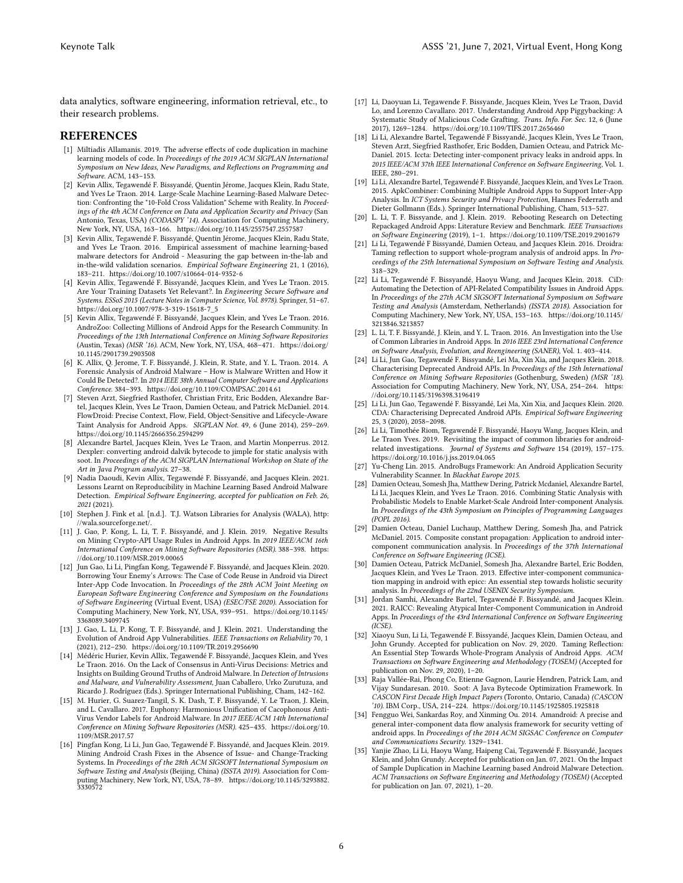data analytics, software engineering, information retrieval, etc., to their research problems.

## REFERENCES

- [1] Miltiadis Allamanis. 2019. The adverse effects of code duplication in machine learning models of code. In *Proceedings of the 2019 ACM SIGPLAN International Symposium on New Ideas, New Paradigms, and Reflections on Programming and Software*. ACM, 143–153.
- [2] Kevin Allix, Tegawendé F. Bissyandé, Quentin Jérome, Jacques Klein, Radu State, and Yves Le Traon. 2014. Large-Scale Machine Learning-Based Malware Detection: Confronting the "10-Fold Cross Validation" Scheme with Reality. In *Proceedings of the 4th ACM Conference on Data and Application Security and Privacy* (San Antonio, Texas, USA) *(CODASPY '14)*. Association for Computing Machinery, New York, NY, USA, 163–166. https://doi.org/10.1145/2557547.2557587
- [3] Kevin Allix, Tegawendé F. Bissyandé, Quentin Jérome, Jacques Klein, Radu State, and Yves Le Traon. 2016. Empirical assessment of machine learning-based malware detectors for Android - Measuring the gap between in-the-lab and in-the-wild validation scenarios. *Empirical Software Engineering* 21, 1 (2016), 183–211. https://doi.org/10.1007/s10664-014-9352-6
- [4] Kevin Allix, Tegawendé F. Bissyandé, Jacques Klein, and Yves Le Traon. 2015. Are Your Training Datasets Yet Relevant?. In *Engineering Secure Software and Systems. ESSoS 2015 (Lecture Notes in Computer Science, Vol. 8978)*. Springer, 51–67. https://doi.org/10.1007/978-3-319-15618-7_5
- [5] Kevin Allix, Tegawendé F. Bissyandé, Jacques Klein, and Yves Le Traon. 2016. AndroZoo: Collecting Millions of Android Apps for the Research Community. In *Proceedings of the 13th International Conference on Mining Software Repositories* (Austin, Texas) *(MSR '16)*. ACM, New York, NY, USA, 468–471. https://doi.org/10.1145/2901739.2903508
- [6] K. Allix, Q. Jerome, T. F. Bissyandé, J. Klein, R. State, and Y. L. Traon. 2014. A Forensic Analysis of Android Malware – How is Malware Written and How it Could Be Detected?. In *2014 IEEE 38th Annual Computer Software and Applications Conference*. 384–393. https://doi.org/10.1109/COMPSAC.2014.61
- [7] Steven Arzt, Siegfried Rasthofer, Christian Fritz, Eric Bodden, Alexandre Bartel, Jacques Klein, Yves Le Traon, Damien Octeau, and Patrick McDaniel. 2014. FlowDroid: Precise Context, Flow, Field, Object-Sensitive and Lifecycle-Aware Taint Analysis for Android Apps. *SIGPLAN Not.* 49, 6 (June 2014), 259–269. https://doi.org/10.1145/2666356.2594299
- [8] Alexandre Bartel, Jacques Klein, Yves Le Traon, and Martin Monperrus. 2012. Dexpler: converting android dalvik bytecode to jimple for static analysis with soot. In *Proceedings of the ACM SIGPLAN International Workshop on State of the Art in Java Program analysis*. 27–38.
- [9] Nadia Daoudi, Kevin Allix, Tegawendé F. Bissyandé, and Jacques Klein. 2021. Lessons Learnt on Reproducibility in Machine Learning Based Android Malware Detection. *Empirical Software Engineering, accepted for publication on Feb. 26, 2021* (2021).
- [10] Stephen J. Fink et al. [n.d.]. T.J. Watson Libraries for Analysis (WALA), http://wala.sourceforge.net/.
- [11] J. Gao, P. Kong, L. Li, T. F. Bissyandé, and J. Klein. 2019. Negative Results on Mining Crypto-API Usage Rules in Android Apps. In *2019 IEEE/ACM 16th International Conference on Mining Software Repositories (MSR)*. 388–398. https://doi.org/10.1109/MSR.2019.00065
- [12] Jun Gao, Li Li, Pingfan Kong, Tegawendé F. Bissyandé, and Jacques Klein. 2020. Borrowing Your Enemy's Arrows: The Case of Code Reuse in Android via Direct Inter-App Code Invocation. In *Proceedings of the 28th ACM Joint Meeting on European Software Engineering Conference and Symposium on the Foundations of Software Engineering* (Virtual Event, USA) *(ESEC/FSE 2020)*. Association for Computing Machinery, New York, NY, USA, 939–951. https://doi.org/10.1145/3368089.3409745
- [13] J. Gao, L. Li, P. Kong, T. F. Bissyandé, and J. Klein. 2021. Understanding the Evolution of Android App Vulnerabilities. *IEEE Transactions on Reliability* 70, 1 (2021), 212–230. https://doi.org/10.1109/TR.2019.2956690
- [14] Médéric Hurier, Kevin Allix, Tegawendé F. Bissyandé, Jacques Klein, and Yves Le Traon. 2016. On the Lack of Consensus in Anti-Virus Decisions: Metrics and Insights on Building Ground Truths of Android Malware. In *Detection of Intrusions and Malware, and Vulnerability Assessment*, Juan Caballero, Urko Zurutuza, and Ricardo J. Rodríguez (Eds.). Springer International Publishing, Cham, 142–162.
- [15] M. Hurier, G. Suarez-Tangil, S. K. Dash, T. F. Bissyandé, Y. Le Traon, J. Klein, and L. Cavallaro. 2017. Euphony: Harmonious Unification of Cacophonous Anti-Virus Vendor Labels for Android Malware. In *2017 IEEE/ACM 14th International Conference on Mining Software Repositories (MSR)*. 425–435. https://doi.org/10.1109/MSR.2017.57
- [16] Pingfan Kong, Li Li, Jun Gao, Tegawendé F. Bissyandé, and Jacques Klein. 2019. Mining Android Crash Fixes in the Absence of Issue- and Change-Tracking Systems. In *Proceedings of the 28th ACM SIGSOFT International Symposium on Software Testing and Analysis* (Beijing, China) *(ISSTA 2019)*. Association for Computing Machinery, New York, NY, USA, 78–89. https://doi.org/10.1145/3293882.3330572
- [17] Li, Daoyuan Li, Tegawende F. Bissyande, Jacques Klein, Yves Le Traon, David Lo, and Lorenzo Cavallaro. 2017. Understanding Android App Piggybacking: A Systematic Study of Malicious Code Grafting. *Trans. Info. For. Sec.* 12, 6 (June 2017), 1269–1284. https://doi.org/10.1109/TIFS.2017.2656460
- [18] Li Li, Alexandre Bartel, Tegawendé F Bissyandé, Jacques Klein, Yves Le Traon, Steven Arzt, Siegfried Rasthofer, Eric Bodden, Damien Octeau, and Patrick McDaniel. 2015. Iccta: Detecting inter-component privacy leaks in android apps. In *2015 IEEE/ACM 37th IEEE International Conference on Software Engineering*, Vol. 1. IEEE, 280–291.
- [19] Li Li, Alexandre Bartel, Tegawendé F. Bissyandé, Jacques Klein, and Yves Le Traon. 2015. ApkCombiner: Combining Multiple Android Apps to Support Inter-App Analysis. In *ICT Systems Security and Privacy Protection*, Hannes Federrath and Dieter Gollmann (Eds.). Springer International Publishing, Cham, 513–527.
- [20] L. Li, T. F. Bissyande, and J. Klein. 2019. Rebooting Research on Detecting Repackaged Android Apps: Literature Review and Benchmark. *IEEE Transactions on Software Engineering* (2019), 1–1. https://doi.org/10.1109/TSE.2019.2901679
- [21] Li Li, Tegawendé F Bissyandé, Damien Octeau, and Jacques Klein. 2016. Droidra: Taming reflection to support whole-program analysis of android apps. In *Proceedings of the 25th International Symposium on Software Testing and Analysis*. 318–329.
- [22] Li Li, Tegawendé F. Bissyandé, Haoyu Wang, and Jacques Klein. 2018. CiD: Automating the Detection of API-Related Compatibility Issues in Android Apps. In *Proceedings of the 27th ACM SIGSOFT International Symposium on Software Testing and Analysis* (Amsterdam, Netherlands) *(ISSTA 2018)*. Association for Computing Machinery, New York, NY, USA, 153–163. https://doi.org/10.1145/3213846.3213857
- [23] L. Li, T. F. Bissyandé, J. Klein, and Y. L. Traon. 2016. An Investigation into the Use of Common Libraries in Android Apps. In *2016 IEEE 23rd International Conference on Software Analysis, Evolution, and Reengineering (SANER)*, Vol. 1. 403–414.
- [24] Li Li, Jun Gao, Tegawendé F. Bissyandé, Lei Ma, Xin Xia, and Jacques Klein. 2018. Characterising Deprecated Android APIs. In *Proceedings of the 15th International Conference on Mining Software Repositories* (Gothenburg, Sweden) *(MSR '18)*. Association for Computing Machinery, New York, NY, USA, 254–264. https://doi.org/10.1145/3196398.3196419
- [25] Li Li, Jun Gao, Tegawendé F. Bissyandé, Lei Ma, Xin Xia, and Jacques Klein. 2020. CDA: Characterising Deprecated Android APIs. *Empirical Software Engineering* 25, 3 (2020), 2058–2098.
- [26] Li Li, Timothée Riom, Tegawendé F. Bissyandé, Haoyu Wang, Jacques Klein, and Le Traon Yves. 2019. Revisiting the impact of common libraries for android-related investigations. *Journal of Systems and Software* 154 (2019), 157–175. https://doi.org/10.1016/j.jss.2019.04.065
- [27] Yu-Cheng Lin. 2015. AndroBugs Framework: An Android Application Security Vulnerability Scanner. In *Blackhat Europe 2015*.
- [28] Damien Octeau, Somesh Jha, Matthew Dering, Patrick Mcdaniel, Alexandre Bartel, Li Li, Jacques Klein, and Yves Le Traon. 2016. Combining Static Analysis with Probabilistic Models to Enable Market-Scale Android Inter-component Analysis. In *Proceedings of the 43th Symposium on Principles of Programming Languages (POPL 2016)*.
- [29] Damien Octeau, Daniel Luchaup, Matthew Dering, Somesh Jha, and Patrick McDaniel. 2015. Composite constant propagation: Application to android inter-component communication analysis. In *Proceedings of the 37th International Conference on Software Engineering (ICSE)*.
- [30] Damien Octeau, Patrick McDaniel, Somesh Jha, Alexandre Bartel, Eric Bodden, Jacques Klein, and Yves Le Traon. 2013. Effective inter-component communication mapping in android with epicc: An essential step towards holistic security analysis. In *Proceedings of the 22nd USENIX Security Symposium*.
- [31] Jordan Samhi, Alexandre Bartel, Tegawendé F. Bissyandé, and Jacques Klein. 2021. RAICC: Revealing Atypical Inter-Component Communication in Android Apps. In *Proceedings of the 43rd International Conference on Software Engineering (ICSE)*.
- [32] Xiaoyu Sun, Li Li, Tegawendé F. Bissyandé, Jacques Klein, Damien Octeau, and John Grundy. Accepted for publication on Nov. 29, 2020. Taming Reflection: An Essential Step Towards Whole-Program Analysis of Android Apps. *ACM Transactions on Software Engineering and Methodology (TOSEM)* (Accepted for publication on Nov. 29, 2020), 1–20.
- [33] Raja Vallée-Rai, Phong Co, Etienne Gagnon, Laurie Hendren, Patrick Lam, and Vijay Sundaresan. 2010. Soot: A Java Bytecode Optimization Framework. In *CASCON First Decade High Impact Papers* (Toronto, Ontario, Canada) *(CASCON '10)*. IBM Corp., USA, 214–224. https://doi.org/10.1145/1925805.1925818
- [34] Fengguo Wei, Sankardas Roy, and Xinming Ou. 2014. Amandroid: A precise and general inter-component data flow analysis framework for security vetting of android apps. In *Proceedings of the 2014 ACM SIGSAC Conference on Computer and Communications Security*. 1329–1341.
- [35] Yanjie Zhao, Li Li, Haoyu Wang, Haipeng Cai, Tegawendé F. Bissyandé, Jacques Klein, and John Grundy. Accepted for publication on Jan. 07, 2021. On the Impact of Sample Duplication in Machine Learning based Android Malware Detection. *ACM Transactions on Software Engineering and Methodology (TOSEM)* (Accepted for publication on Jan. 07, 2021), 1–20.